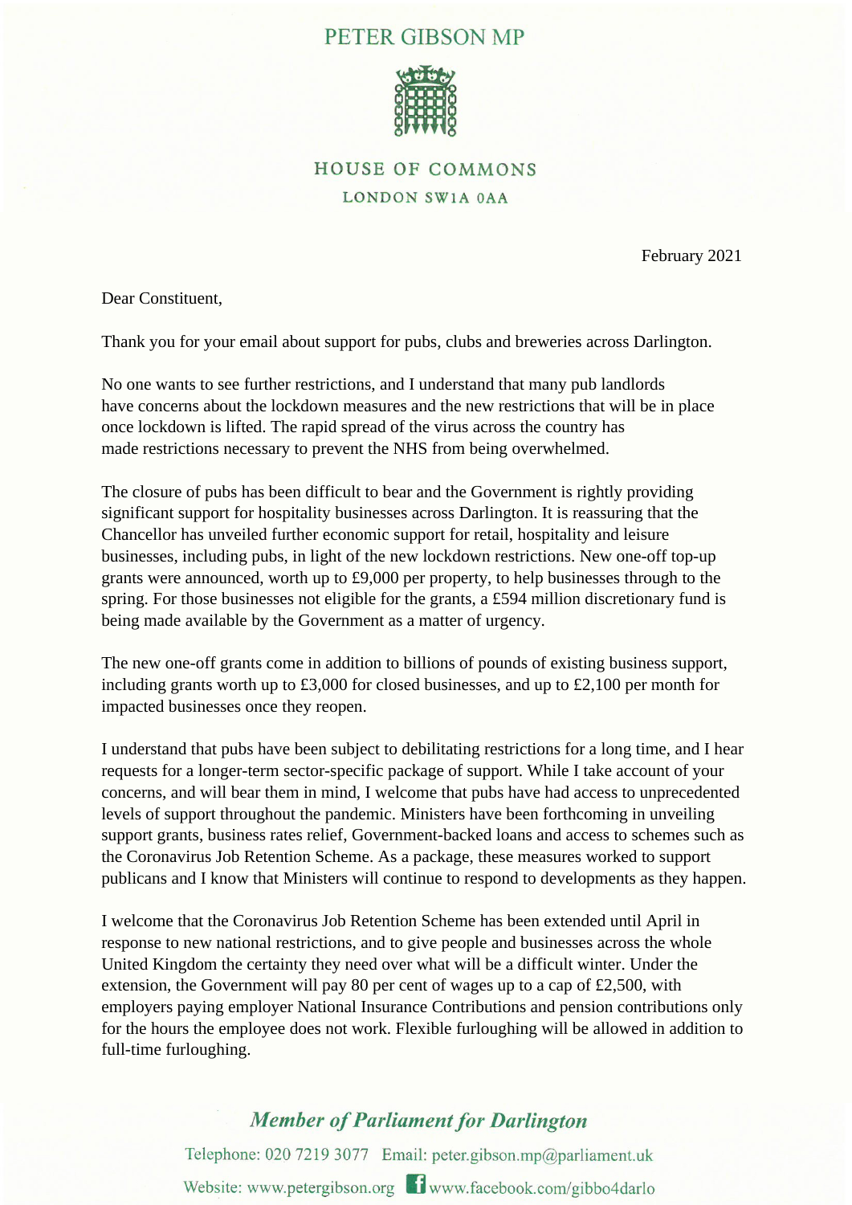# PETER GIBSON MP

HOUSE OF COMMONS
LONDON SW1A 0AA

February 2021

Dear Constituent,

Thank you for your email about support for pubs, clubs and breweries across Darlington.

No one wants to see further restrictions, and I understand that many pub landlords have concerns about the lockdown measures and the new restrictions that will be in place once lockdown is lifted. The rapid spread of the virus across the country has made restrictions necessary to prevent the NHS from being overwhelmed.

The closure of pubs has been difficult to bear and the Government is rightly providing significant support for hospitality businesses across Darlington. It is reassuring that the Chancellor has unveiled further economic support for retail, hospitality and leisure businesses, including pubs, in light of the new lockdown restrictions. New one-off top-up grants were announced, worth up to £9,000 per property, to help businesses through to the spring. For those businesses not eligible for the grants, a £594 million discretionary fund is being made available by the Government as a matter of urgency.

The new one-off grants come in addition to billions of pounds of existing business support, including grants worth up to £3,000 for closed businesses, and up to £2,100 per month for impacted businesses once they reopen.

I understand that pubs have been subject to debilitating restrictions for a long time, and I hear requests for a longer-term sector-specific package of support. While I take account of your concerns, and will bear them in mind, I welcome that pubs have had access to unprecedented levels of support throughout the pandemic. Ministers have been forthcoming in unveiling support grants, business rates relief, Government-backed loans and access to schemes such as the Coronavirus Job Retention Scheme. As a package, these measures worked to support publicans and I know that Ministers will continue to respond to developments as they happen.

I welcome that the Coronavirus Job Retention Scheme has been extended until April in response to new national restrictions, and to give people and businesses across the whole United Kingdom the certainty they need over what will be a difficult winter. Under the extension, the Government will pay 80 per cent of wages up to a cap of £2,500, with employers paying employer National Insurance Contributions and pension contributions only for the hours the employee does not work. Flexible furloughing will be allowed in addition to full-time furloughing.

*Member of Parliament for Darlington*

Telephone: 020 7219 3077 Email: peter.gibson.mp@parliament.uk

Website: www.petergibson.org www.facebook.com/gibbo4darlo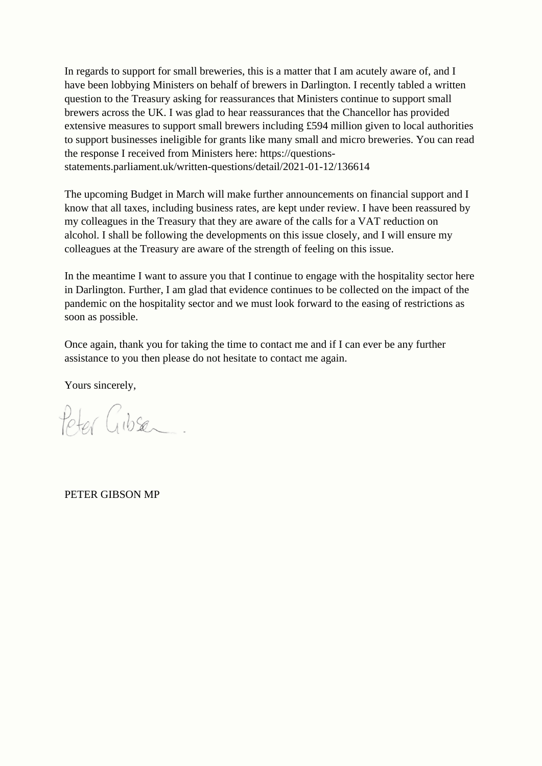In regards to support for small breweries, this is a matter that I am acutely aware of, and I have been lobbying Ministers on behalf of brewers in Darlington. I recently tabled a written question to the Treasury asking for reassurances that Ministers continue to support small brewers across the UK. I was glad to hear reassurances that the Chancellor has provided extensive measures to support small brewers including £594 million given to local authorities to support businesses ineligible for grants like many small and micro breweries. You can read the response I received from Ministers here: https://questions-statements.parliament.uk/written-questions/detail/2021-01-12/136614

The upcoming Budget in March will make further announcements on financial support and I know that all taxes, including business rates, are kept under review. I have been reassured by my colleagues in the Treasury that they are aware of the calls for a VAT reduction on alcohol. I shall be following the developments on this issue closely, and I will ensure my colleagues at the Treasury are aware of the strength of feeling on this issue.

In the meantime I want to assure you that I continue to engage with the hospitality sector here in Darlington. Further, I am glad that evidence continues to be collected on the impact of the pandemic on the hospitality sector and we must look forward to the easing of restrictions as soon as possible.

Once again, thank you for taking the time to contact me and if I can ever be any further assistance to you then please do not hesitate to contact me again.

Yours sincerely,

Peter Gibson

PETER GIBSON MP